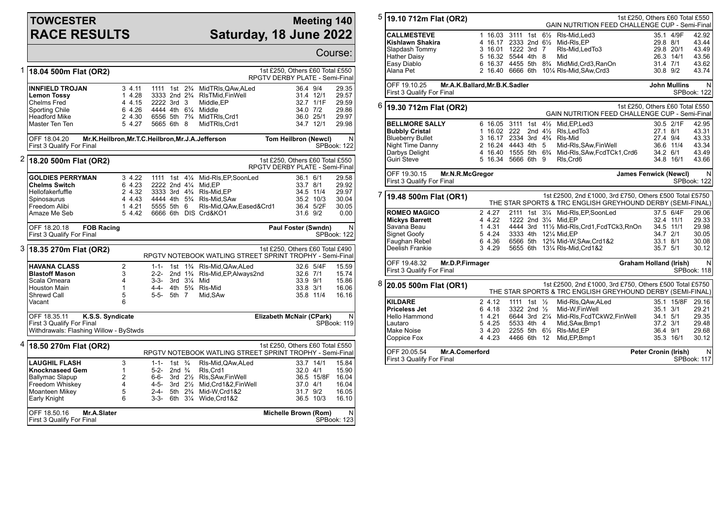# TOWCESTER RACE RESULTS

## Meeting 140 Saturday, 18 June 2022

Course:

### 1 18.04 500m Flat (OR2)

1st £250, Others £60 Total £550
RPGTV DERBY PLATE - Semi-Final

| Dog | Trap | Sect | Bends | Pos | Dist | Remarks | Wt | SP | Time |
|---|---|---|---|---|---|---|---|---|---|
| **INNFIELD TROJAN** | 3 | 4.11 | 1111 | 1st | 2¾ | MidTRls,QAw,ALed | 36.4 | 9/4 | 29.35 |
| **Lemon Tossy** | 1 | 4.28 | 3333 | 2nd | 2¾ | RlsTMid,FinWell | 31.4 | 12/1 | 29.57 |
| Chelms Fred | 4 | 4.15 | 2222 | 3rd | 3 | Middle,EP | 32.7 | 1/1F | 29.59 |
| Sporting Chile | 6 | 4.26 | 4444 | 4th | 6¼ | Middle | 34.0 | 7/2 | 29.86 |
| Headford Mike | 2 | 4.30 | 6556 | 5th | 7¾ | MidTRls,Crd1 | 36.0 | 25/1 | 29.97 |
| Master Ten Ten | 5 | 4.27 | 5665 | 6th | 8 | MidTRls,Crd1 | 34.7 | 12/1 | 29.98 |

OFF 18.04.20 **Mr.K.Heilbron,Mr.T.C.Heilbron,Mr.J.A.Jefferson** — **Tom Heilbron (Newcl)** — N
First 3 Qualify For Final — SPBook: 122

### 2 18.20 500m Flat (OR2)

1st £250, Others £60 Total £550
RPGTV DERBY PLATE - Semi-Final

| Dog | Trap | Sect | Bends | Pos | Dist | Remarks | Wt | SP | Time |
|---|---|---|---|---|---|---|---|---|---|
| **GOLDIES PERRYMAN** | 3 | 4.22 | 1111 | 1st | 4¼ | Mid-Rls,EP,SoonLed | 36.1 | 6/1 | 29.58 |
| **Chelms Switch** | 6 | 4.23 | 2222 | 2nd | 4¼ | Mid,EP | 33.7 | 8/1 | 29.92 |
| Hellofakerfuffle | 2 | 4.32 | 3333 | 3rd | 4¾ | Rls-Mid,EP | 34.5 | 11/4 | 29.97 |
| Spinosaurus | 4 | 4.43 | 4444 | 4th | 5¾ | Rls-Mid,SAw | 35.2 | 10/3 | 30.04 |
| Freedom Alibi | 1 | 4.21 | 5555 | 5th | 6 | Rls-Mid,QAw,Eased&Crd1 | 36.4 | 5/2F | 30.05 |
| Amaze Me Seb | 5 | 4.42 | 6666 | 6th | DIS | Crd&KO1 | 31.6 | 9/2 | 0.00 |

OFF 18.20.18 **FOB Racing** — **Paul Foster (Swndn)** — N
First 3 Qualify For Final — SPBook: 122

### 3 18.35 270m Flat (OR2)

1st £250, Others £60 Total £490
RPGTV NOTEBOOK WATLING STREET SPRINT TROPHY - Semi-Final

| Dog | Trap | Sect | Bends | Pos | Dist | Remarks | Wt | SP | Time |
|---|---|---|---|---|---|---|---|---|---|
| **HAVANA CLASS** | 2 | | 1-1- | 1st | 1¾ | Rls-Mid,QAw,ALed | 32.6 | 5/4F | 15.59 |
| **Blastoff Mason** | 3 | | 2-2- | 2nd | 1¾ | Rls-Mid,EP,Always2nd | 32.6 | 7/1 | 15.74 |
| Scala Omeara | 4 | | 3-3- | 3rd | 3¼ | Mid | 33.9 | 9/1 | 15.86 |
| Houston Main | 1 | | 4-4- | 4th | 5¾ | Rls-Mid | 33.8 | 3/1 | 16.06 |
| Shrewd Call | 5 | | 5-5- | 5th | 7 | Mid,SAw | 35.8 | 11/4 | 16.16 |
| Vacant | 6 | | | | | | | | |

OFF 18.35.11 **K.S.S. Syndicate** — **Elizabeth McNair (CPark)** — N
First 3 Qualify For Final — SPBook: 119
Withdrawals: Flashing Willow - ByStwds

### 4 18.50 270m Flat (OR2)

1st £250, Others £60 Total £550
RPGTV NOTEBOOK WATLING STREET SPRINT TROPHY - Semi-Final

| Dog | Trap | Sect | Bends | Pos | Dist | Remarks | Wt | SP | Time |
|---|---|---|---|---|---|---|---|---|---|
| **LAUGHIL FLASH** | 3 | | 1-1- | 1st | ¾ | Rls-Mid,QAw,ALed | 33.7 | 14/1 | 15.84 |
| **Knocknaseed Gem** | 1 | | 5-2- | 2nd | ¾ | Rls,Crd1 | 32.0 | 4/1 | 15.90 |
| Ballymac Slapup | 2 | | 6-6- | 3rd | 2½ | Rls,SAw,FinWell | 36.5 | 15/8F | 16.04 |
| Freedom Whiskey | 4 | | 4-5- | 3rd | 2½ | Mid,Crd1&2,FinWell | 37.0 | 4/1 | 16.04 |
| Moanteen Mikey | 5 | | 2-4- | 5th | 2¾ | Mid-W,Crd1&2 | 31.7 | 9/2 | 16.05 |
| Early Knight | 6 | | 3-3- | 6th | 3¼ | Wide,Crd1&2 | 36.5 | 10/3 | 16.10 |

OFF 18.50.16 **Mr.A.Slater** — **Michelle Brown (Rom)** — N
First 3 Qualify For Final — SPBook: 123

### 5 19.10 712m Flat (OR2)

1st £250, Others £60 Total £550
GAIN NUTRITION FEED CHALLENGE CUP - Semi-Final

| Dog | Trap | Sect | Bends | Pos | Dist | Remarks | Wt | SP | Time |
|---|---|---|---|---|---|---|---|---|---|
| **CALLMESTEVE** | 1 | 16.03 | 3111 | 1st | 6½ | Rls-Mid,Led3 | 35.1 | 4/9F | 42.92 |
| **Kishlawn Shakira** | 4 | 16.17 | 2333 | 2nd | 6½ | Mid-Rls,EP | 29.8 | 8/1 | 43.44 |
| Slapdash Tommy | 3 | 16.01 | 1222 | 3rd | 7 | Rls-Mid,LedTo3 | 29.8 | 20/1 | 43.49 |
| Hather Daisy | 5 | 16.32 | 5544 | 4th | 8 | Mid | 26.3 | 14/1 | 43.56 |
| Easy Diablo | 6 | 16.37 | 4455 | 5th | 8¾ | MidMid,Crd3,RanOn | 31.4 | 7/1 | 43.62 |
| Alana Pet | 2 | 16.40 | 6666 | 6th | 10¼ | Rls-Mid,SAw,Crd3 | 30.8 | 9/2 | 43.74 |

OFF 19.10.25 **Mr.A.K.Ballard,Mr.B.K.Sadler** — **John Mullins** — N
First 3 Qualify For Final — SPBook: 122

### 6 19.30 712m Flat (OR2)

1st £250, Others £60 Total £550
GAIN NUTRITION FEED CHALLENGE CUP - Semi-Final

| Dog | Trap | Sect | Bends | Pos | Dist | Remarks | Wt | SP | Time |
|---|---|---|---|---|---|---|---|---|---|
| **BELLMORE SALLY** | 6 | 16.05 | 3111 | 1st | 4½ | Mid,EP,Led3 | 30.5 | 2/1F | 42.95 |
| **Bubbly Cristal** | 1 | 16.02 | 222 | 2nd | 4½ | Rls,LedTo3 | 27.1 | 8/1 | 43.31 |
| Blueberry Bullet | 3 | 16.17 | 2334 | 3rd | 4¾ | Rls-Mid | 27.4 | 9/4 | 43.33 |
| Night Time Danny | 2 | 16.24 | 4443 | 4th | 5 | Mid-Rls,SAw,FinWell | 36.6 | 11/4 | 43.34 |
| Darbys Delight | 4 | 16.40 | 1555 | 5th | 6¾ | Mid-Rls,SAw,FcdTCk1,Crd6 | 34.2 | 6/1 | 43.49 |
| Guiri Steve | 5 | 16.34 | 5666 | 6th | 9 | Rls,Crd6 | 34.8 | 16/1 | 43.66 |

OFF 19.30.15 **Mr.N.R.McGregor** — **James Fenwick (Newcl)** — N
First 3 Qualify For Final — SPBook: 122

### 7 19.48 500m Flat (OR1)

1st £2500, 2nd £1000, 3rd £750, Others £500 Total £5750
THE STAR SPORTS & TRC ENGLISH GREYHOUND DERBY (SEMI-FINAL)

| Dog | Trap | Sect | Bends | Pos | Dist | Remarks | Wt | SP | Time |
|---|---|---|---|---|---|---|---|---|---|
| **ROMEO MAGICO** | 2 | 4.27 | 2111 | 1st | 3¼ | Mid-Rls,EP,SoonLed | 37.5 | 6/4F | 29.06 |
| **Mickys Barrett** | 4 | 4.22 | 1222 | 2nd | 3¼ | Mid,EP | 32.4 | 11/1 | 29.33 |
| Savana Beau | 1 | 4.31 | 4444 | 3rd | 11½ | Mid-Rls,Crd1,FcdTCk3,RnOn | 34.5 | 11/1 | 29.98 |
| Signet Goofy | 5 | 4.24 | 3333 | 4th | 12¼ | Mid,EP | 34.7 | 2/1 | 30.05 |
| Faughan Rebel | 6 | 4.36 | 6566 | 5th | 12¾ | Mid-W,SAw,Crd1&2 | 33.1 | 8/1 | 30.08 |
| Deelish Frankie | 3 | 4.29 | 5655 | 6th | 13¼ | Rls-Mid,Crd1&2 | 35.7 | 5/1 | 30.12 |

OFF 19.48.32 **Mr.D.P.Firmager** — **Graham Holland (Irish)** — N
First 3 Qualify For Final — SPBook: 118

### 8 20.05 500m Flat (OR1)

1st £2500, 2nd £1000, 3rd £750, Others £500 Total £5750
THE STAR SPORTS & TRC ENGLISH GREYHOUND DERBY (SEMI-FINAL)

| Dog | Trap | Sect | Bends | Pos | Dist | Remarks | Wt | SP | Time |
|---|---|---|---|---|---|---|---|---|---|
| **KILDARE** | 2 | 4.12 | 1111 | 1st | ½ | Mid-Rls,QAw,ALed | 35.1 | 15/8F | 29.16 |
| **Priceless Jet** | 6 | 4.18 | 3322 | 2nd | ½ | Mid-W,FinWell | 35.1 | 3/1 | 29.21 |
| Hello Hammond | 1 | 4.21 | 6644 | 3rd | 2¼ | Mid-Rls,FcdTCkW2,FinWell | 34.1 | 5/1 | 29.35 |
| Lautaro | 5 | 4.25 | 5533 | 4th | 4 | Mid,SAw,Bmp1 | 37.2 | 3/1 | 29.48 |
| Make Noise | 3 | 4.20 | 2255 | 5th | 6½ | Rls-Mid,EP | 36.4 | 9/1 | 29.68 |
| Coppice Fox | 4 | 4.23 | 4466 | 6th | 12 | Mid,EP,Bmp1 | 35.3 | 16/1 | 30.12 |

OFF 20.05.54 **Mr.A.Comerford** — **Peter Cronin (Irish)** — N
First 3 Qualify For Final — SPBook: 117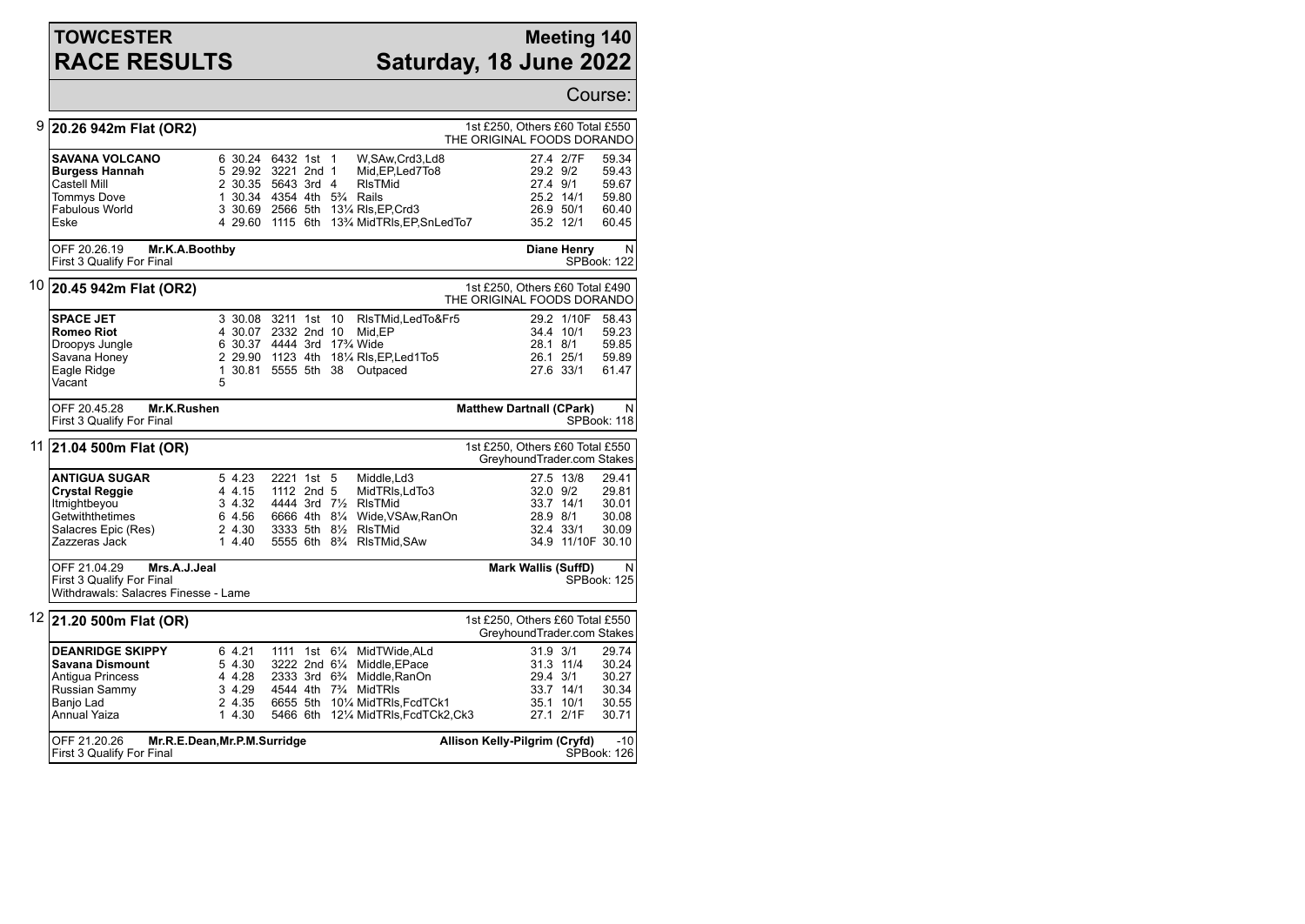# TOWCESTER RACE RESULTS

## Meeting 140 Saturday, 18 June 2022

Course:

### 9 20.26 942m Flat (OR2)

1st £250, Others £60 Total £550
THE ORIGINAL FOODS DORANDO

| | | | | | | | | | | |
|---|---|---|---|---|---|---|---|---|---|---|
| **SAVANA VOLCANO** | 6 | 30.24 | 6432 | 1st | 1 | W,SAw,Crd3,Ld8 | 27.4 | 2/7F | 59.34 |
| **Burgess Hannah** | 5 | 29.92 | 3221 | 2nd | 1 | Mid,EP,Led7To8 | 29.2 | 9/2 | 59.43 |
| Castell Mill | 2 | 30.35 | 5643 | 3rd | 4 | RlsTMid | 27.4 | 9/1 | 59.67 |
| Tommys Dove | 1 | 30.34 | 4354 | 4th | 5¾ | Rails | 25.2 | 14/1 | 59.80 |
| Fabulous World | 3 | 30.69 | 2566 | 5th | 13¼ | Rls,EP,Crd3 | 26.9 | 50/1 | 60.40 |
| Eske | 4 | 29.60 | 1115 | 6th | 13¾ | MidTRls,EP,SnLedTo7 | 35.2 | 12/1 | 60.45 |

OFF 20.26.19 **Mr.K.A.Boothby** **Diane Henry** N
First 3 Qualify For Final SPBook: 122

### 10 20.45 942m Flat (OR2)

1st £250, Others £60 Total £490
THE ORIGINAL FOODS DORANDO

| | | | | | | | | | | |
|---|---|---|---|---|---|---|---|---|---|---|
| **SPACE JET** | 3 | 30.08 | 3211 | 1st | 10 | RlsTMid,LedTo&Fr5 | 29.2 | 1/10F | 58.43 |
| **Romeo Riot** | 4 | 30.07 | 2332 | 2nd | 10 | Mid,EP | 34.4 | 10/1 | 59.23 |
| Droopys Jungle | 6 | 30.37 | 4444 | 3rd | 17¾ | Wide | 28.1 | 8/1 | 59.85 |
| Savana Honey | 2 | 29.90 | 1123 | 4th | 18¼ | Rls,EP,Led1To5 | 26.1 | 25/1 | 59.89 |
| Eagle Ridge | 1 | 30.81 | 5555 | 5th | 38 | Outpaced | 27.6 | 33/1 | 61.47 |
| Vacant | 5 | | | | | | | | |

OFF 20.45.28 **Mr.K.Rushen** **Matthew Dartnall (CPark)** N
First 3 Qualify For Final SPBook: 118

### 11 21.04 500m Flat (OR)

1st £250, Others £60 Total £550
GreyhoundTrader.com Stakes

| | | | | | | | | | | |
|---|---|---|---|---|---|---|---|---|---|---|
| **ANTIGUA SUGAR** | 5 | 4.23 | 2221 | 1st | 5 | Middle,Ld3 | 27.5 | 13/8 | 29.41 |
| **Crystal Reggie** | 4 | 4.15 | 1112 | 2nd | 5 | MidTRls,LdTo3 | 32.0 | 9/2 | 29.81 |
| Itmightbeyou | 3 | 4.32 | 4444 | 3rd | 7½ | RlsTMid | 33.7 | 14/1 | 30.01 |
| Getwiththetimes | 6 | 4.56 | 6666 | 4th | 8¼ | Wide,VSAw,RanOn | 28.9 | 8/1 | 30.08 |
| Salacres Epic (Res) | 2 | 4.30 | 3333 | 5th | 8½ | RlsTMid | 32.4 | 33/1 | 30.09 |
| Zazzeras Jack | 1 | 4.40 | 5555 | 6th | 8¾ | RlsTMid,SAw | 34.9 | 11/10F | 30.10 |

OFF 21.04.29 **Mrs.A.J.Jeal** **Mark Wallis (SuffD)** N
First 3 Qualify For Final SPBook: 125
Withdrawals: Salacres Finesse - Lame

### 12 21.20 500m Flat (OR)

1st £250, Others £60 Total £550
GreyhoundTrader.com Stakes

| | | | | | | | | | | |
|---|---|---|---|---|---|---|---|---|---|---|
| **DEANRIDGE SKIPPY** | 6 | 4.21 | 1111 | 1st | 6¼ | MidTWide,ALd | 31.9 | 3/1 | 29.74 |
| **Savana Dismount** | 5 | 4.30 | 3222 | 2nd | 6¼ | Middle,EPace | 31.3 | 11/4 | 30.24 |
| Antigua Princess | 4 | 4.28 | 2333 | 3rd | 6¾ | Middle,RanOn | 29.4 | 3/1 | 30.27 |
| Russian Sammy | 3 | 4.29 | 4544 | 4th | 7¾ | MidTRls | 33.7 | 14/1 | 30.34 |
| Banjo Lad | 2 | 4.35 | 6655 | 5th | 10¼ | MidTRls,FcdTCk1 | 35.1 | 10/1 | 30.55 |
| Annual Yaiza | 1 | 4.30 | 5466 | 6th | 12¼ | MidTRls,FcdTCk2,Ck3 | 27.1 | 2/1F | 30.71 |

OFF 21.20.26 **Mr.R.E.Dean,Mr.P.M.Surridge** **Allison Kelly-Pilgrim (Cryfd)** -10
First 3 Qualify For Final SPBook: 126